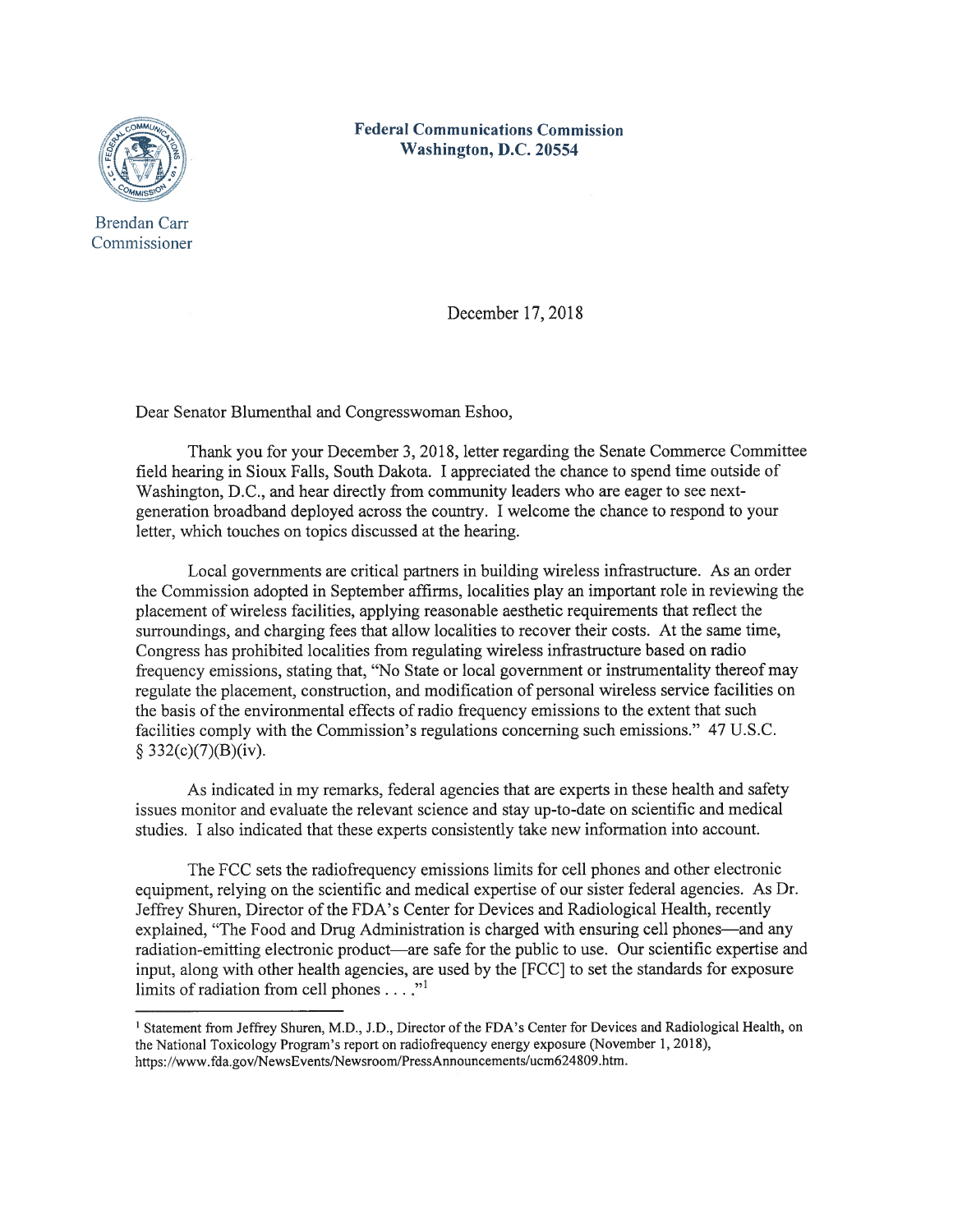**Federal Communications Commission**
**Washington, D.C. 20554**

Brendan Carr
Commissioner

December 17, 2018

Dear Senator Blumenthal and Congresswoman Eshoo,

Thank you for your December 3, 2018, letter regarding the Senate Commerce Committee field hearing in Sioux Falls, South Dakota. I appreciated the chance to spend time outside of Washington, D.C., and hear directly from community leaders who are eager to see next-generation broadband deployed across the country. I welcome the chance to respond to your letter, which touches on topics discussed at the hearing.

Local governments are critical partners in building wireless infrastructure. As an order the Commission adopted in September affirms, localities play an important role in reviewing the placement of wireless facilities, applying reasonable aesthetic requirements that reflect the surroundings, and charging fees that allow localities to recover their costs. At the same time, Congress has prohibited localities from regulating wireless infrastructure based on radio frequency emissions, stating that, "No State or local government or instrumentality thereof may regulate the placement, construction, and modification of personal wireless service facilities on the basis of the environmental effects of radio frequency emissions to the extent that such facilities comply with the Commission's regulations concerning such emissions." 47 U.S.C. § 332(c)(7)(B)(iv).

As indicated in my remarks, federal agencies that are experts in these health and safety issues monitor and evaluate the relevant science and stay up-to-date on scientific and medical studies. I also indicated that these experts consistently take new information into account.

The FCC sets the radiofrequency emissions limits for cell phones and other electronic equipment, relying on the scientific and medical expertise of our sister federal agencies. As Dr. Jeffrey Shuren, Director of the FDA's Center for Devices and Radiological Health, recently explained, "The Food and Drug Administration is charged with ensuring cell phones—and any radiation-emitting electronic product—are safe for the public to use. Our scientific expertise and input, along with other health agencies, are used by the [FCC] to set the standards for exposure limits of radiation from cell phones . . . ."[1]

---

[1] Statement from Jeffrey Shuren, M.D., J.D., Director of the FDA's Center for Devices and Radiological Health, on the National Toxicology Program's report on radiofrequency energy exposure (November 1, 2018), https://www.fda.gov/NewsEvents/Newsroom/PressAnnouncements/ucm624809.htm.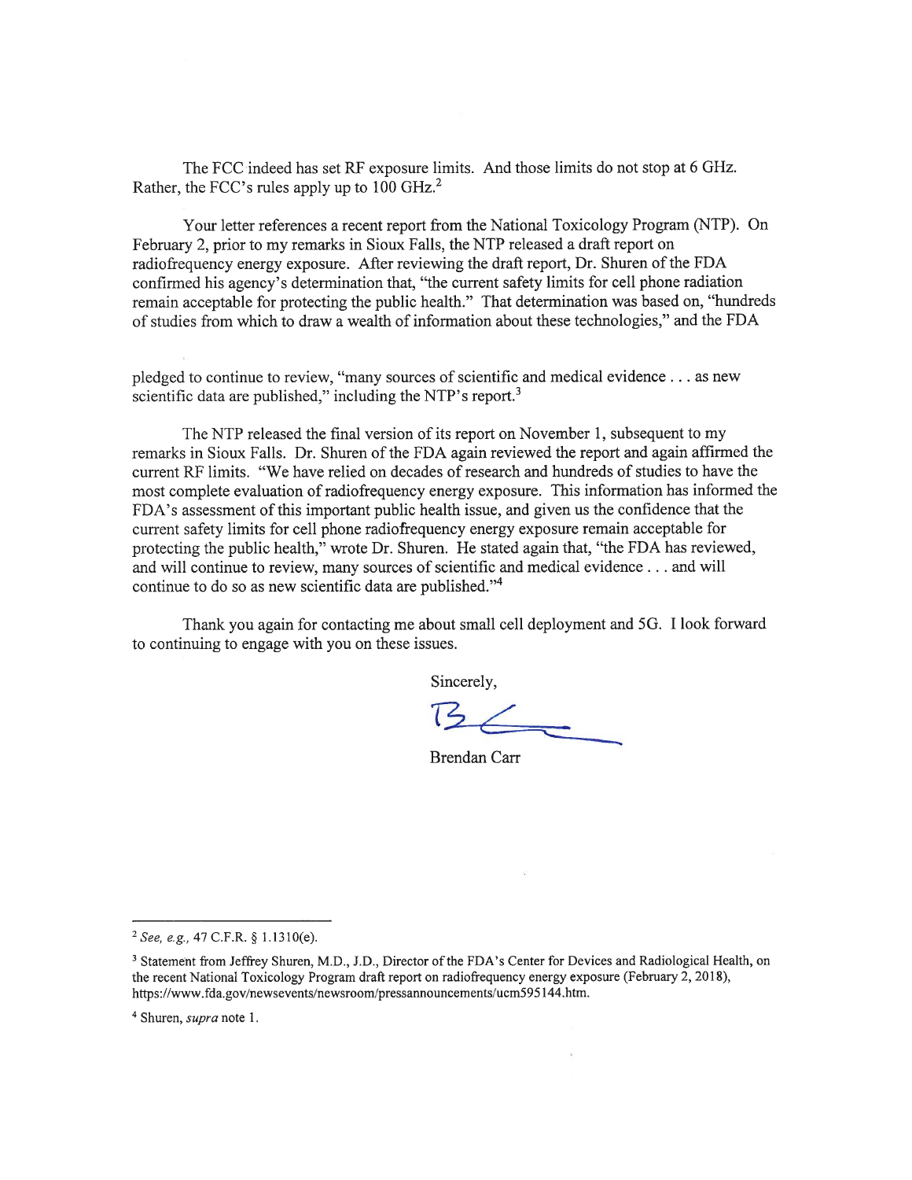The FCC indeed has set RF exposure limits. And those limits do not stop at 6 GHz. Rather, the FCC's rules apply up to 100 GHz.[2]

Your letter references a recent report from the National Toxicology Program (NTP). On February 2, prior to my remarks in Sioux Falls, the NTP released a draft report on radiofrequency energy exposure. After reviewing the draft report, Dr. Shuren of the FDA confirmed his agency's determination that, "the current safety limits for cell phone radiation remain acceptable for protecting the public health." That determination was based on, "hundreds of studies from which to draw a wealth of information about these technologies," and the FDA pledged to continue to review, "many sources of scientific and medical evidence . . . as new scientific data are published," including the NTP's report.[3]

The NTP released the final version of its report on November 1, subsequent to my remarks in Sioux Falls. Dr. Shuren of the FDA again reviewed the report and again affirmed the current RF limits. "We have relied on decades of research and hundreds of studies to have the most complete evaluation of radiofrequency energy exposure. This information has informed the FDA's assessment of this important public health issue, and given us the confidence that the current safety limits for cell phone radiofrequency energy exposure remain acceptable for protecting the public health," wrote Dr. Shuren. He stated again that, "the FDA has reviewed, and will continue to review, many sources of scientific and medical evidence . . . and will continue to do so as new scientific data are published."[4]

Thank you again for contacting me about small cell deployment and 5G. I look forward to continuing to engage with you on these issues.

Sincerely,

Brendan Carr

---

[2] *See, e.g.,* 47 C.F.R. § 1.1310(e).

[3] Statement from Jeffrey Shuren, M.D., J.D., Director of the FDA's Center for Devices and Radiological Health, on the recent National Toxicology Program draft report on radiofrequency energy exposure (February 2, 2018), https://www.fda.gov/newsevents/newsroom/pressannouncements/ucm595144.htm.

[4] Shuren, *supra* note 1.